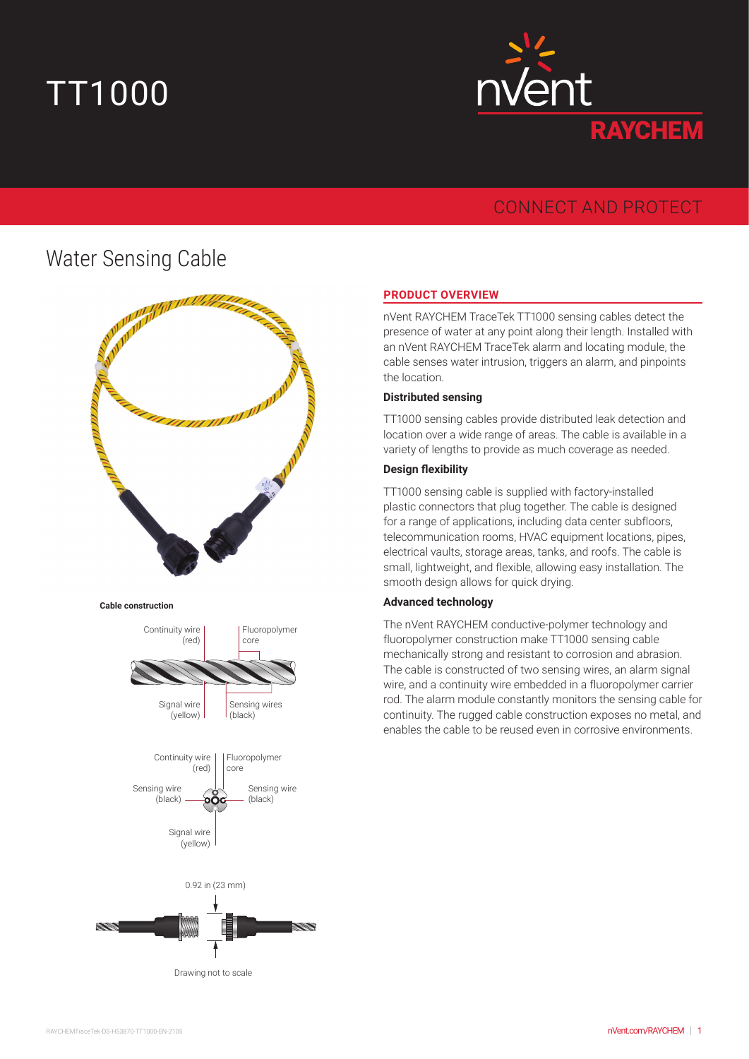# TT1000

nVent RAYCHEM

CONNECT AND PROTECT

## Water Sensing Cable

**Cable construction**

Continuity wire (red)

Fluoropolymer core

Signal wire (yellow)

Sensing wires (black)

Continuity wire (red)

Fluoropolymer core

Sensing wire (black)

Sensing wire (black)

Signal wire (yellow)

0.92 in (23 mm)

Drawing not to scale

### PRODUCT OVERVIEW

nVent RAYCHEM TraceTek TT1000 sensing cables detect the presence of water at any point along their length. Installed with an nVent RAYCHEM TraceTek alarm and locating module, the cable senses water intrusion, triggers an alarm, and pinpoints the location.

#### Distributed sensing

TT1000 sensing cables provide distributed leak detection and location over a wide range of areas. The cable is available in a variety of lengths to provide as much coverage as needed.

#### Design flexibility

TT1000 sensing cable is supplied with factory-installed plastic connectors that plug together. The cable is designed for a range of applications, including data center subfloors, telecommunication rooms, HVAC equipment locations, pipes, electrical vaults, storage areas, tanks, and roofs. The cable is small, lightweight, and flexible, allowing easy installation. The smooth design allows for quick drying.

#### Advanced technology

The nVent RAYCHEM conductive-polymer technology and fluoropolymer construction make TT1000 sensing cable mechanically strong and resistant to corrosion and abrasion. The cable is constructed of two sensing wires, an alarm signal wire, and a continuity wire embedded in a fluoropolymer carrier rod. The alarm module constantly monitors the sensing cable for continuity. The rugged cable construction exposes no metal, and enables the cable to be reused even in corrosive environments.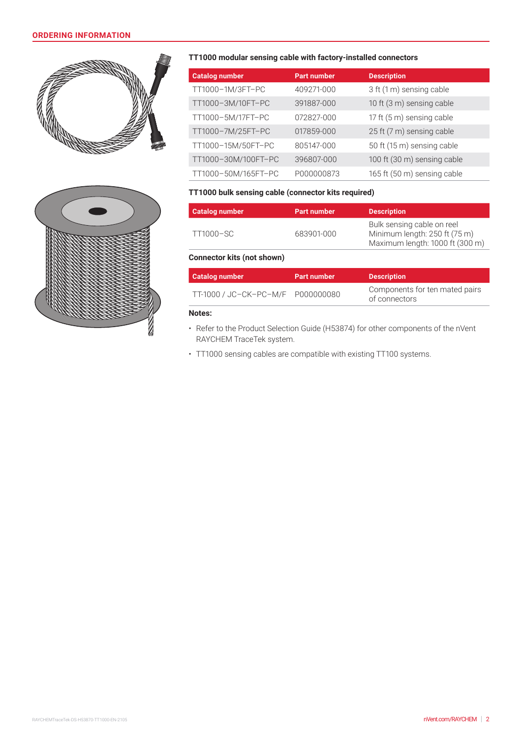## ORDERING INFORMATION

### TT1000 modular sensing cable with factory-installed connectors

| Catalog number | Part number | Description |
|---|---|---|
| TT1000–1M/3FT–PC | 409271-000 | 3 ft (1 m) sensing cable |
| TT1000–3M/10FT–PC | 391887-000 | 10 ft (3 m) sensing cable |
| TT1000–5M/17FT–PC | 072827-000 | 17 ft (5 m) sensing cable |
| TT1000–7M/25FT–PC | 017859-000 | 25 ft (7 m) sensing cable |
| TT1000–15M/50FT–PC | 805147-000 | 50 ft (15 m) sensing cable |
| TT1000–30M/100FT–PC | 396807-000 | 100 ft (30 m) sensing cable |
| TT1000–50M/165FT–PC | P000000873 | 165 ft (50 m) sensing cable |

### TT1000 bulk sensing cable (connector kits required)

| Catalog number | Part number | Description |
|---|---|---|
| TT1000–SC | 683901-000 | Bulk sensing cable on reel<br>Minimum length: 250 ft (75 m)<br>Maximum length: 1000 ft (300 m) |

### Connector kits (not shown)

| Catalog number | Part number | Description |
|---|---|---|
| TT-1000 / JC–CK–PC–M/F | P000000080 | Components for ten mated pairs of connectors |

**Notes:**

- Refer to the Product Selection Guide (H53874) for other components of the nVent RAYCHEM TraceTek system.
- TT1000 sensing cables are compatible with existing TT100 systems.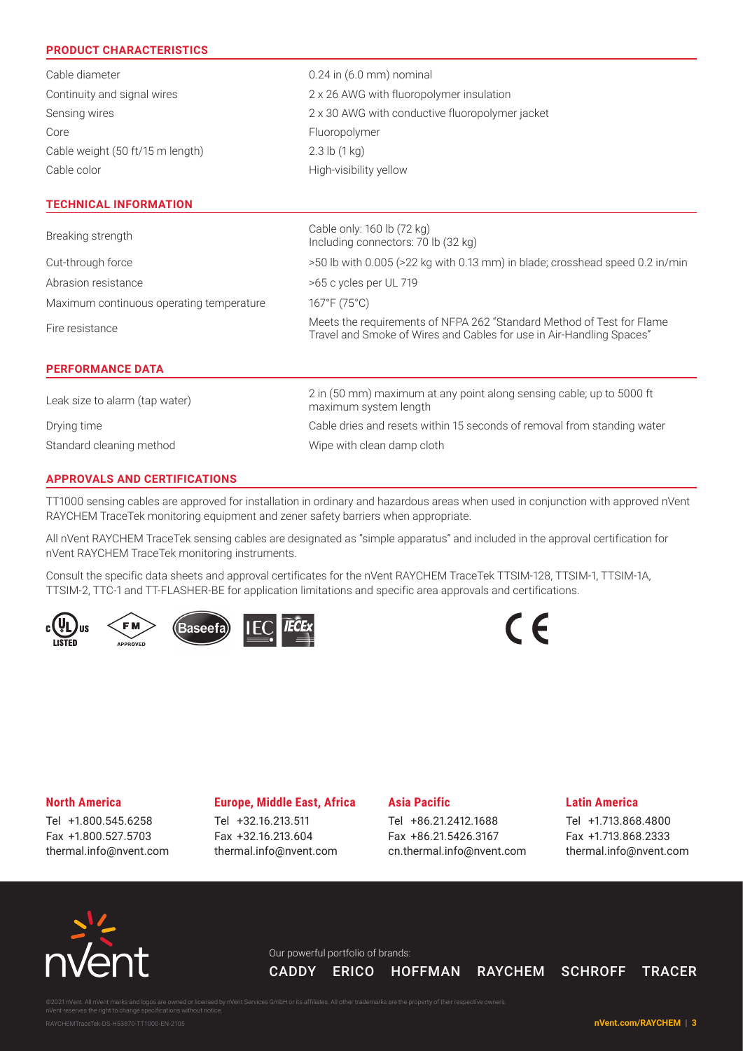## PRODUCT CHARACTERISTICS

| | |
|---|---|
| Cable diameter | 0.24 in (6.0 mm) nominal |
| Continuity and signal wires | 2 x 26 AWG with fluoropolymer insulation |
| Sensing wires | 2 x 30 AWG with conductive fluoropolymer jacket |
| Core | Fluoropolymer |
| Cable weight (50 ft/15 m length) | 2.3 lb (1 kg) |
| Cable color | High-visibility yellow |

## TECHNICAL INFORMATION

| | |
|---|---|
| Breaking strength | Cable only: 160 lb (72 kg)<br>Including connectors: 70 lb (32 kg) |
| Cut-through force | >50 lb with 0.005 (>22 kg with 0.13 mm) in blade; crosshead speed 0.2 in/min |
| Abrasion resistance | >65 c ycles per UL 719 |
| Maximum continuous operating temperature | 167°F (75°C) |
| Fire resistance | Meets the requirements of NFPA 262 "Standard Method of Test for Flame Travel and Smoke of Wires and Cables for use in Air-Handling Spaces" |

## PERFORMANCE DATA

| | |
|---|---|
| Leak size to alarm (tap water) | 2 in (50 mm) maximum at any point along sensing cable; up to 5000 ft maximum system length |
| Drying time | Cable dries and resets within 15 seconds of removal from standing water |
| Standard cleaning method | Wipe with clean damp cloth |

## APPROVALS AND CERTIFICATIONS

TT1000 sensing cables are approved for installation in ordinary and hazardous areas when used in conjunction with approved nVent RAYCHEM TraceTek monitoring equipment and zener safety barriers when appropriate.

All nVent RAYCHEM TraceTek sensing cables are designated as "simple apparatus" and included in the approval certification for nVent RAYCHEM TraceTek monitoring instruments.

Consult the specific data sheets and approval certificates for the nVent RAYCHEM TraceTek TTSIM-128, TTSIM-1, TTSIM-1A, TTSIM-2, TTC-1 and TT-FLASHER-BE for application limitations and specific area approvals and certifications.

**North America**
Tel +1.800.545.6258
Fax +1.800.527.5703
thermal.info@nvent.com

**Europe, Middle East, Africa**
Tel +32.16.213.511
Fax +32.16.213.604
thermal.info@nvent.com

**Asia Pacific**
Tel +86.21.2412.1688
Fax +86.21.5426.3167
cn.thermal.info@nvent.com

**Latin America**
Tel +1.713.868.4800
Fax +1.713.868.2333
thermal.info@nvent.com

Our powerful portfolio of brands:
CADDY ERICO HOFFMAN RAYCHEM SCHROFF TRACER

©2021 nVent. All nVent marks and logos are owned or licensed by nVent Services GmbH or its affiliates. All other trademarks are the property of their respective owners.
nVent reserves the right to change specifications without notice.

RAYCHEMTraceTek-DS-H53870-TT1000-EN-2105

nVent.com/RAYCHEM